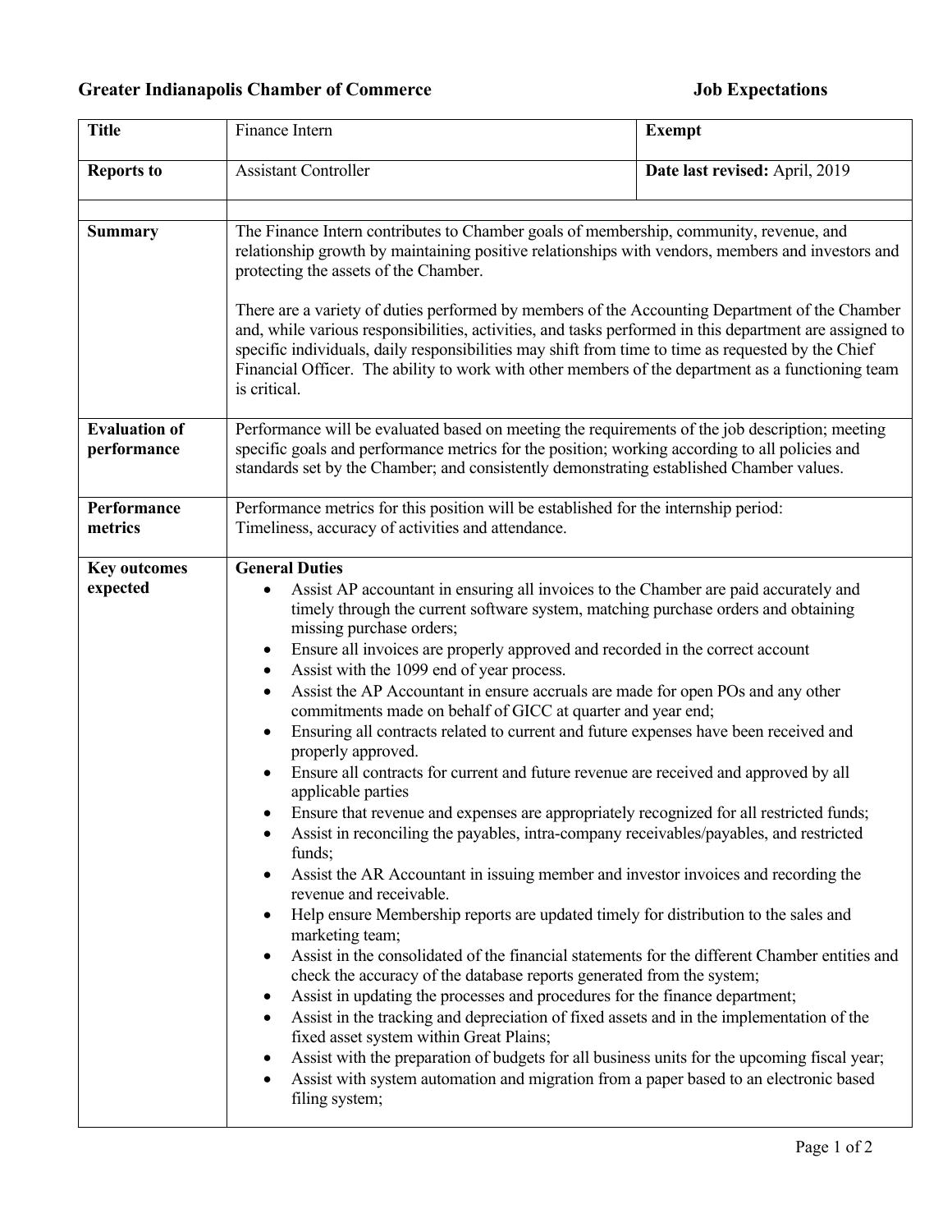**Greater Indianapolis Chamber of Commerce** **Job Expectations**

| **Title** | Finance Intern | **Exempt** |
|---|---|---|
| **Reports to** | Assistant Controller | **Date last revised:** April, 2019 |
| | | |
| **Summary** | The Finance Intern contributes to Chamber goals of membership, community, revenue, and relationship growth by maintaining positive relationships with vendors, members and investors and protecting the assets of the Chamber.<br><br>There are a variety of duties performed by members of the Accounting Department of the Chamber and, while various responsibilities, activities, and tasks performed in this department are assigned to specific individuals, daily responsibilities may shift from time to time as requested by the Chief Financial Officer. The ability to work with other members of the department as a functioning team is critical. | |
| **Evaluation of performance** | Performance will be evaluated based on meeting the requirements of the job description; meeting specific goals and performance metrics for the position; working according to all policies and standards set by the Chamber; and consistently demonstrating established Chamber values. | |
| **Performance metrics** | Performance metrics for this position will be established for the internship period:<br>Timeliness, accuracy of activities and attendance. | |
| **Key outcomes expected** | **General Duties**<br>• Assist AP accountant in ensuring all invoices to the Chamber are paid accurately and timely through the current software system, matching purchase orders and obtaining missing purchase orders;<br>• Ensure all invoices are properly approved and recorded in the correct account<br>• Assist with the 1099 end of year process.<br>• Assist the AP Accountant in ensure accruals are made for open POs and any other commitments made on behalf of GICC at quarter and year end;<br>• Ensuring all contracts related to current and future expenses have been received and properly approved.<br>• Ensure all contracts for current and future revenue are received and approved by all applicable parties<br>• Ensure that revenue and expenses are appropriately recognized for all restricted funds;<br>• Assist in reconciling the payables, intra-company receivables/payables, and restricted funds;<br>• Assist the AR Accountant in issuing member and investor invoices and recording the revenue and receivable.<br>• Help ensure Membership reports are updated timely for distribution to the sales and marketing team;<br>• Assist in the consolidated of the financial statements for the different Chamber entities and check the accuracy of the database reports generated from the system;<br>• Assist in updating the processes and procedures for the finance department;<br>• Assist in the tracking and depreciation of fixed assets and in the implementation of the fixed asset system within Great Plains;<br>• Assist with the preparation of budgets for all business units for the upcoming fiscal year;<br>• Assist with system automation and migration from a paper based to an electronic based filing system; | |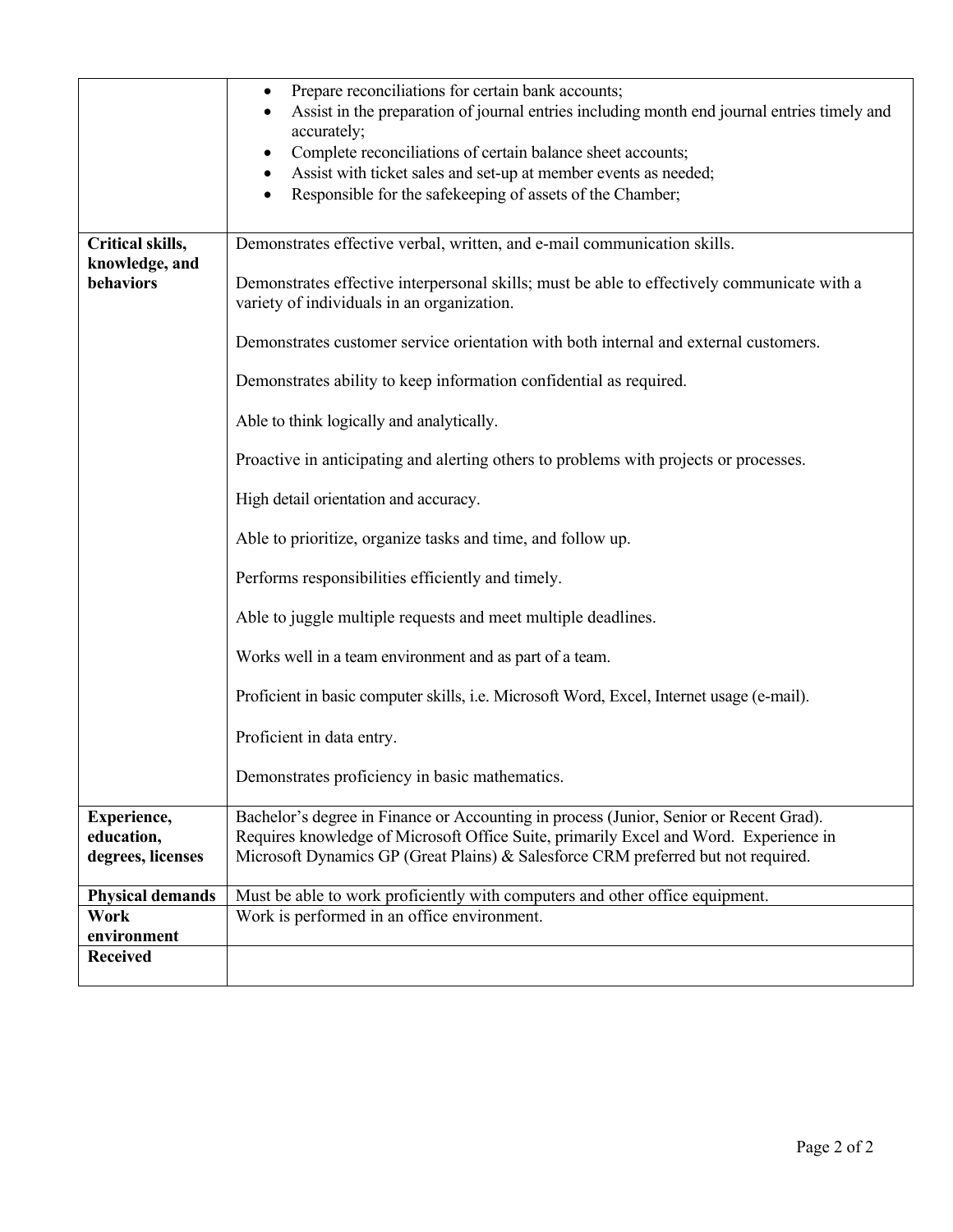| | |
|---|---|
| | • Prepare reconciliations for certain bank accounts;<br>• Assist in the preparation of journal entries including month end journal entries timely and accurately;<br>• Complete reconciliations of certain balance sheet accounts;<br>• Assist with ticket sales and set-up at member events as needed;<br>• Responsible for the safekeeping of assets of the Chamber; |
| **Critical skills, knowledge, and behaviors** | Demonstrates effective verbal, written, and e-mail communication skills.<br><br>Demonstrates effective interpersonal skills; must be able to effectively communicate with a variety of individuals in an organization.<br><br>Demonstrates customer service orientation with both internal and external customers.<br><br>Demonstrates ability to keep information confidential as required.<br><br>Able to think logically and analytically.<br><br>Proactive in anticipating and alerting others to problems with projects or processes.<br><br>High detail orientation and accuracy.<br><br>Able to prioritize, organize tasks and time, and follow up.<br><br>Performs responsibilities efficiently and timely.<br><br>Able to juggle multiple requests and meet multiple deadlines.<br><br>Works well in a team environment and as part of a team.<br><br>Proficient in basic computer skills, i.e. Microsoft Word, Excel, Internet usage (e-mail).<br><br>Proficient in data entry.<br><br>Demonstrates proficiency in basic mathematics. |
| **Experience, education, degrees, licenses** | Bachelor's degree in Finance or Accounting in process (Junior, Senior or Recent Grad). Requires knowledge of Microsoft Office Suite, primarily Excel and Word. Experience in Microsoft Dynamics GP (Great Plains) & Salesforce CRM preferred but not required. |
| **Physical demands** | Must be able to work proficiently with computers and other office equipment. |
| **Work environment** | Work is performed in an office environment. |
| **Received** | |